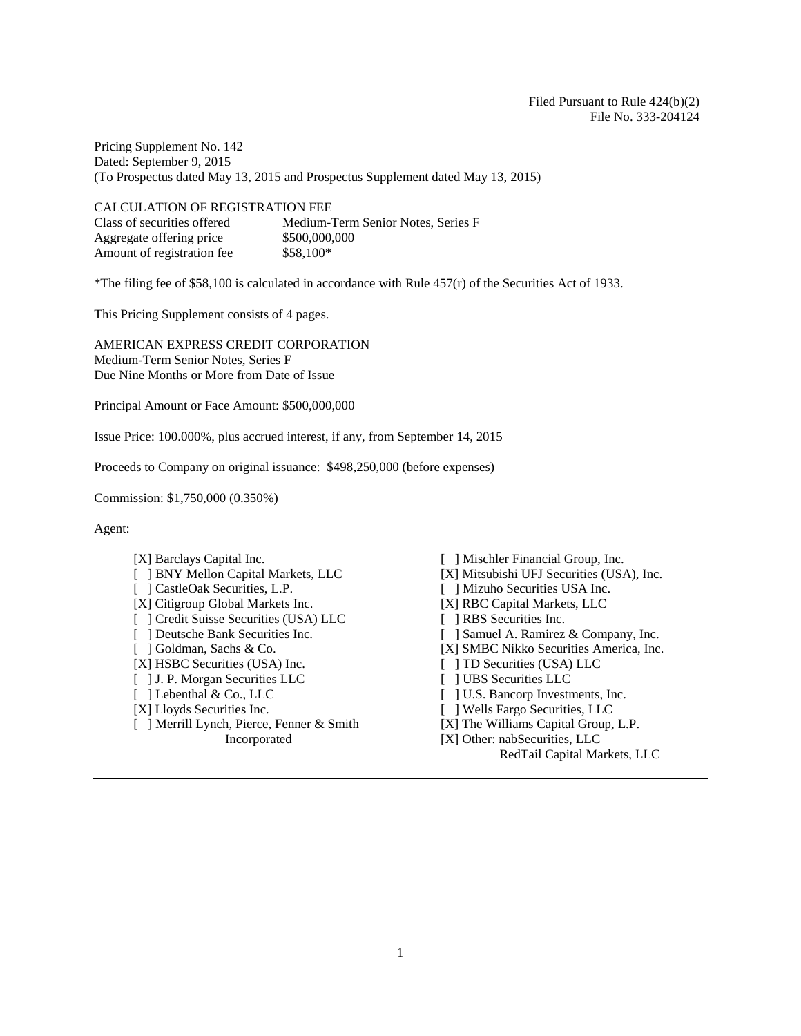Filed Pursuant to Rule 424(b)(2)
File No. 333-204124

Pricing Supplement No. 142
Dated: September 9, 2015
(To Prospectus dated May 13, 2015 and Prospectus Supplement dated May 13, 2015)

CALCULATION OF REGISTRATION FEE

| | |
|---|---|
| Class of securities offered | Medium-Term Senior Notes, Series F |
| Aggregate offering price | $500,000,000 |
| Amount of registration fee | $58,100* |

*The filing fee of $58,100 is calculated in accordance with Rule 457(r) of the Securities Act of 1933.

This Pricing Supplement consists of 4 pages.

AMERICAN EXPRESS CREDIT CORPORATION
Medium-Term Senior Notes, Series F
Due Nine Months or More from Date of Issue

Principal Amount or Face Amount: $500,000,000

Issue Price: 100.000%, plus accrued interest, if any, from September 14, 2015

Proceeds to Company on original issuance: $498,250,000 (before expenses)

Commission: $1,750,000 (0.350%)

Agent:

[X] Barclays Capital Inc.
[ ] BNY Mellon Capital Markets, LLC
[ ] CastleOak Securities, L.P.
[X] Citigroup Global Markets Inc.
[ ] Credit Suisse Securities (USA) LLC
[ ] Deutsche Bank Securities Inc.
[ ] Goldman, Sachs & Co.
[X] HSBC Securities (USA) Inc.
[ ] J. P. Morgan Securities LLC
[ ] Lebenthal & Co., LLC
[X] Lloyds Securities Inc.
[ ] Merrill Lynch, Pierce, Fenner & Smith Incorporated
[ ] Mischler Financial Group, Inc.
[X] Mitsubishi UFJ Securities (USA), Inc.
[ ] Mizuho Securities USA Inc.
[X] RBC Capital Markets, LLC
[ ] RBS Securities Inc.
[ ] Samuel A. Ramirez & Company, Inc.
[X] SMBC Nikko Securities America, Inc.
[ ] TD Securities (USA) LLC
[ ] UBS Securities LLC
[ ] U.S. Bancorp Investments, Inc.
[ ] Wells Fargo Securities, LLC
[X] The Williams Capital Group, L.P.
[X] Other: nabSecurities, LLC
RedTail Capital Markets, LLC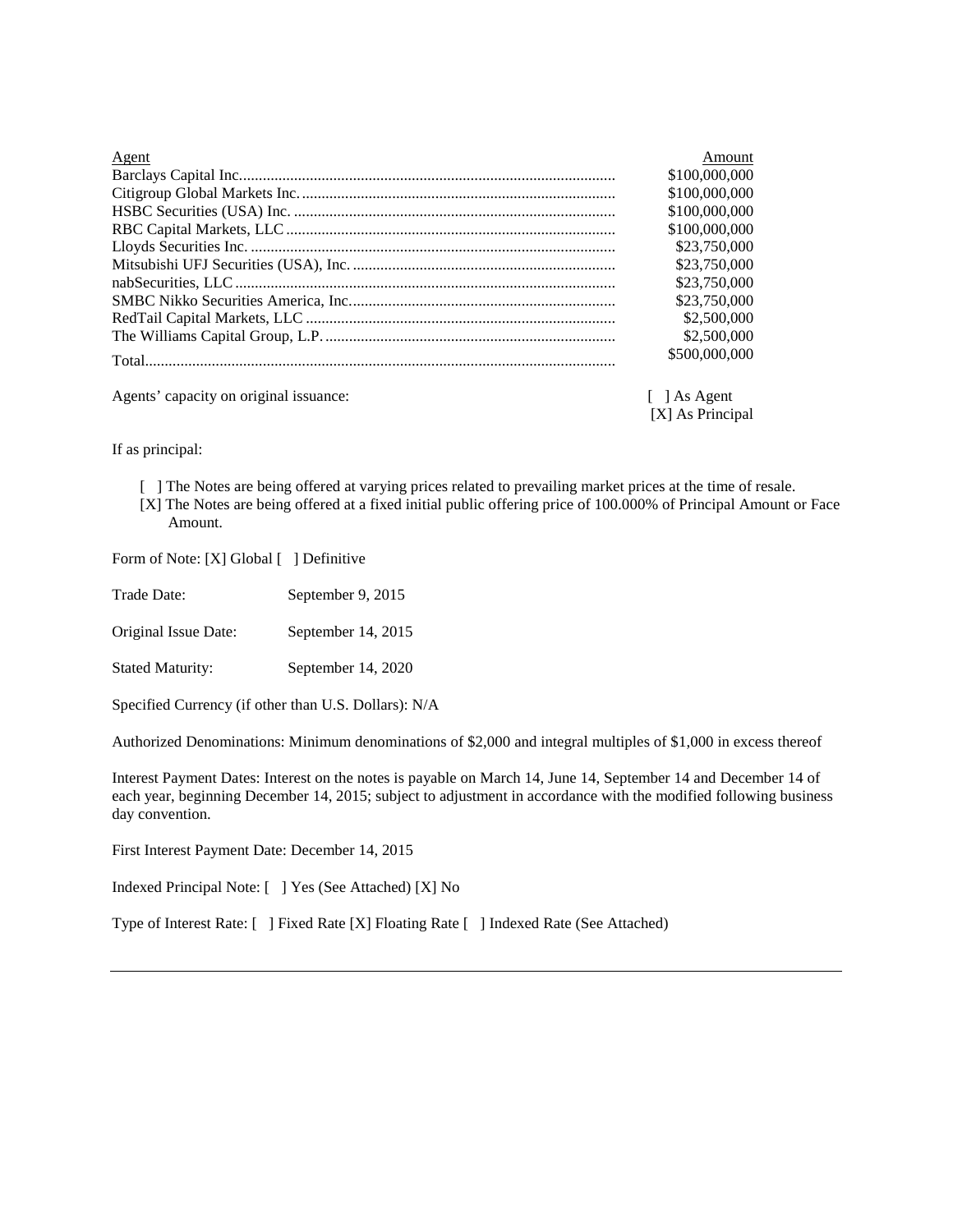| Agent | Amount |
| --- | --- |
| Barclays Capital Inc. | $100,000,000 |
| Citigroup Global Markets Inc. | $100,000,000 |
| HSBC Securities (USA) Inc. | $100,000,000 |
| RBC Capital Markets, LLC | $100,000,000 |
| Lloyds Securities Inc. | $23,750,000 |
| Mitsubishi UFJ Securities (USA), Inc. | $23,750,000 |
| nabSecurities, LLC | $23,750,000 |
| SMBC Nikko Securities America, Inc. | $23,750,000 |
| RedTail Capital Markets, LLC | $2,500,000 |
| The Williams Capital Group, L.P. | $2,500,000 |
| Total | $500,000,000 |

Agents' capacity on original issuance: [ ] As Agent [X] As Principal

If as principal:

[ ] The Notes are being offered at varying prices related to prevailing market prices at the time of resale.
[X] The Notes are being offered at a fixed initial public offering price of 100.000% of Principal Amount or Face Amount.

Form of Note: [X] Global [ ] Definitive

Trade Date: September 9, 2015

Original Issue Date: September 14, 2015

Stated Maturity: September 14, 2020

Specified Currency (if other than U.S. Dollars): N/A

Authorized Denominations: Minimum denominations of $2,000 and integral multiples of $1,000 in excess thereof

Interest Payment Dates: Interest on the notes is payable on March 14, June 14, September 14 and December 14 of each year, beginning December 14, 2015; subject to adjustment in accordance with the modified following business day convention.

First Interest Payment Date: December 14, 2015

Indexed Principal Note: [ ] Yes (See Attached) [X] No

Type of Interest Rate: [ ] Fixed Rate [X] Floating Rate [ ] Indexed Rate (See Attached)

---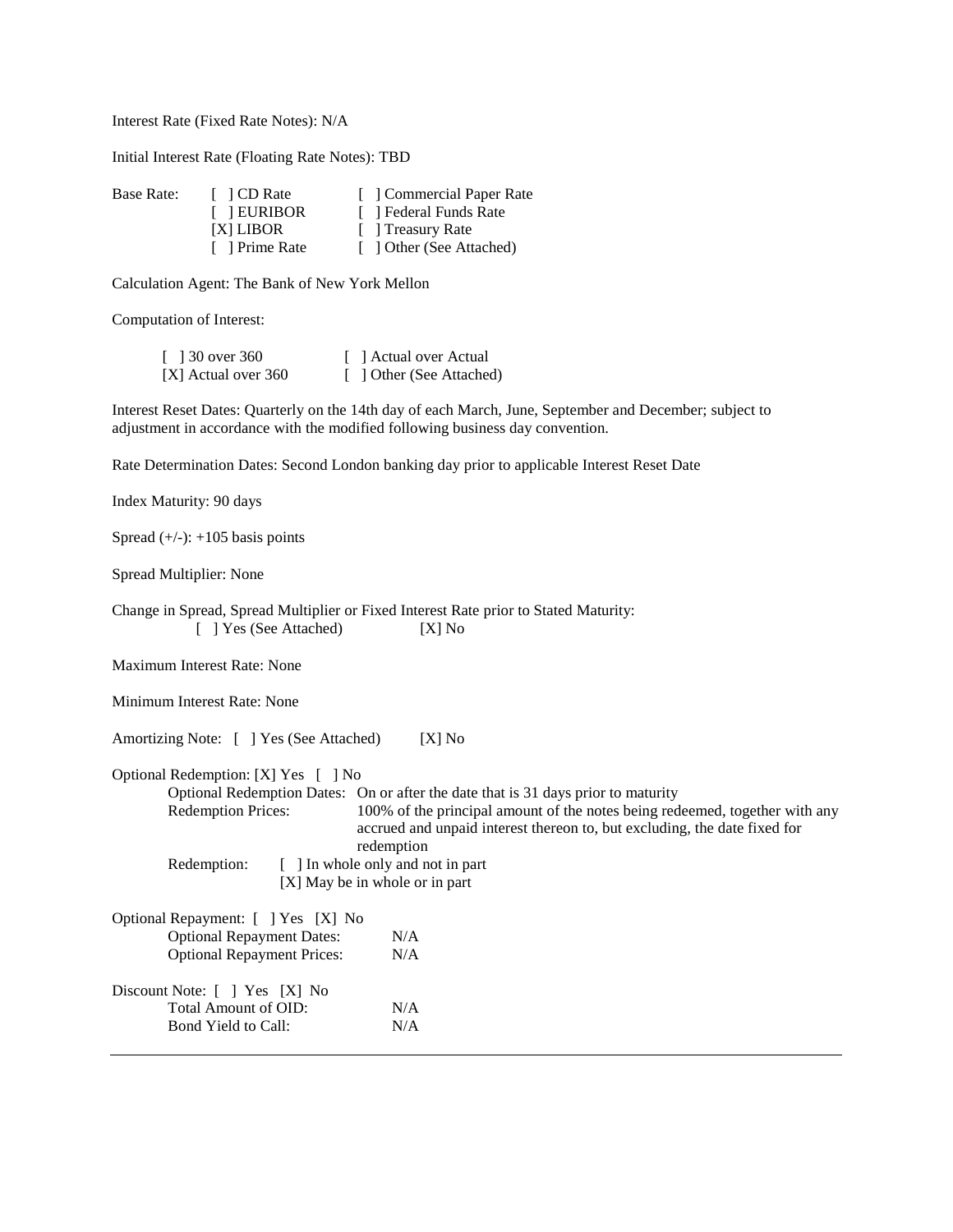Interest Rate (Fixed Rate Notes): N/A

Initial Interest Rate (Floating Rate Notes): TBD

| Base Rate: | [ ] CD Rate | [ ] Commercial Paper Rate |
|---|---|---|
| | [ ] EURIBOR | [ ] Federal Funds Rate |
| | [X] LIBOR | [ ] Treasury Rate |
| | [ ] Prime Rate | [ ] Other (See Attached) |

Calculation Agent: The Bank of New York Mellon

Computation of Interest:

| [ ] 30 over 360 | [ ] Actual over Actual |
|---|---|
| [X] Actual over 360 | [ ] Other (See Attached) |

Interest Reset Dates: Quarterly on the 14th day of each March, June, September and December; subject to adjustment in accordance with the modified following business day convention.

Rate Determination Dates: Second London banking day prior to applicable Interest Reset Date

Index Maturity: 90 days

Spread (+/-): +105 basis points

Spread Multiplier: None

Change in Spread, Spread Multiplier or Fixed Interest Rate prior to Stated Maturity:
[ ] Yes (See Attached) [X] No

Maximum Interest Rate: None

Minimum Interest Rate: None

Amortizing Note: [ ] Yes (See Attached) [X] No

Optional Redemption: [X] Yes [ ] No

- Optional Redemption Dates: On or after the date that is 31 days prior to maturity
- Redemption Prices: 100% of the principal amount of the notes being redeemed, together with any accrued and unpaid interest thereon to, but excluding, the date fixed for redemption
- Redemption: [ ] In whole only and not in part
  [X] May be in whole or in part

Optional Repayment: [ ] Yes [X] No

- Optional Repayment Dates: N/A
- Optional Repayment Prices: N/A

Discount Note: [ ] Yes [X] No

- Total Amount of OID: N/A
- Bond Yield to Call: N/A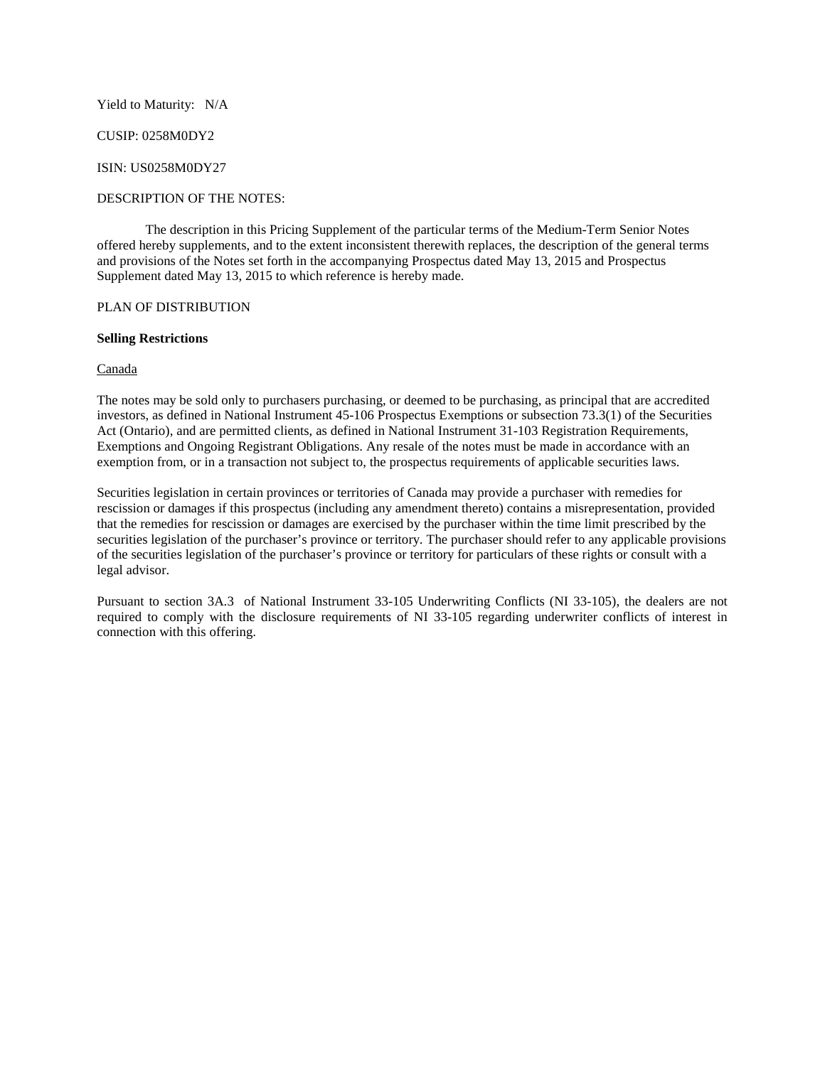Yield to Maturity: N/A

CUSIP: 0258M0DY2

ISIN: US0258M0DY27

DESCRIPTION OF THE NOTES:

The description in this Pricing Supplement of the particular terms of the Medium-Term Senior Notes offered hereby supplements, and to the extent inconsistent therewith replaces, the description of the general terms and provisions of the Notes set forth in the accompanying Prospectus dated May 13, 2015 and Prospectus Supplement dated May 13, 2015 to which reference is hereby made.

PLAN OF DISTRIBUTION

**Selling Restrictions**

Canada

The notes may be sold only to purchasers purchasing, or deemed to be purchasing, as principal that are accredited investors, as defined in National Instrument 45-106 Prospectus Exemptions or subsection 73.3(1) of the Securities Act (Ontario), and are permitted clients, as defined in National Instrument 31-103 Registration Requirements, Exemptions and Ongoing Registrant Obligations. Any resale of the notes must be made in accordance with an exemption from, or in a transaction not subject to, the prospectus requirements of applicable securities laws.

Securities legislation in certain provinces or territories of Canada may provide a purchaser with remedies for rescission or damages if this prospectus (including any amendment thereto) contains a misrepresentation, provided that the remedies for rescission or damages are exercised by the purchaser within the time limit prescribed by the securities legislation of the purchaser's province or territory. The purchaser should refer to any applicable provisions of the securities legislation of the purchaser's province or territory for particulars of these rights or consult with a legal advisor.

Pursuant to section 3A.3 of National Instrument 33-105 Underwriting Conflicts (NI 33-105), the dealers are not required to comply with the disclosure requirements of NI 33-105 regarding underwriter conflicts of interest in connection with this offering.